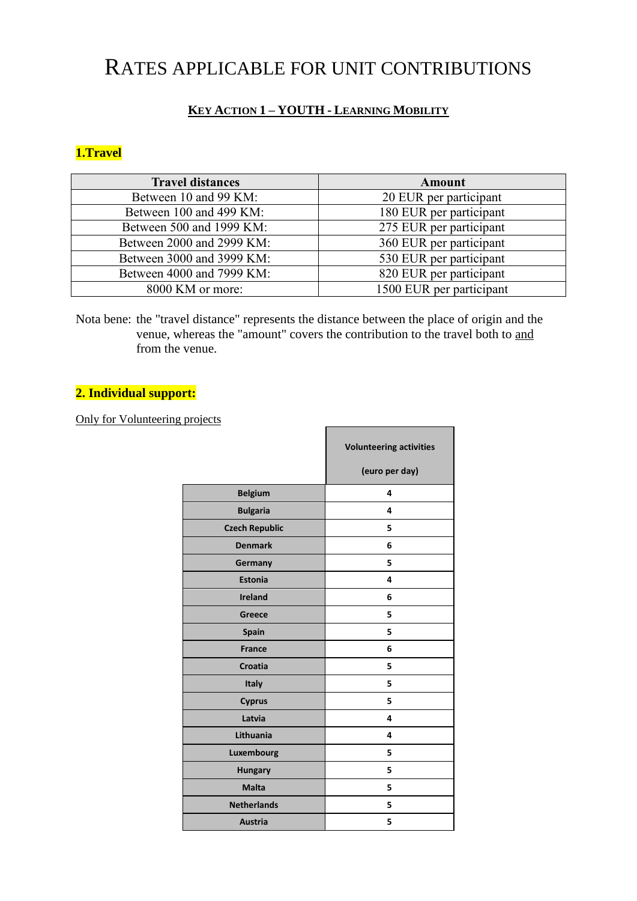# RATES APPLICABLE FOR UNIT CONTRIBUTIONS

## KEY ACTION 1 – YOUTH - LEARNING MOBILITY

### 1.Travel

| Travel distances | Amount |
|---|---|
| Between 10 and 99 KM: | 20 EUR per participant |
| Between 100 and 499 KM: | 180 EUR per participant |
| Between 500 and 1999 KM: | 275 EUR per participant |
| Between 2000 and 2999 KM: | 360 EUR per participant |
| Between 3000 and 3999 KM: | 530 EUR per participant |
| Between 4000 and 7999 KM: | 820 EUR per participant |
| 8000 KM or more: | 1500 EUR per participant |

Nota bene: the "travel distance" represents the distance between the place of origin and the venue, whereas the "amount" covers the contribution to the travel both to and from the venue.

### 2. Individual support:

Only for Volunteering projects

| | Volunteering activities (euro per day) |
|---|---|
| **Belgium** | 4 |
| **Bulgaria** | 4 |
| **Czech Republic** | 5 |
| **Denmark** | 6 |
| **Germany** | 5 |
| **Estonia** | 4 |
| **Ireland** | 6 |
| **Greece** | 5 |
| **Spain** | 5 |
| **France** | 6 |
| **Croatia** | 5 |
| **Italy** | 5 |
| **Cyprus** | 5 |
| **Latvia** | 4 |
| **Lithuania** | 4 |
| **Luxembourg** | 5 |
| **Hungary** | 5 |
| **Malta** | 5 |
| **Netherlands** | 5 |
| **Austria** | 5 |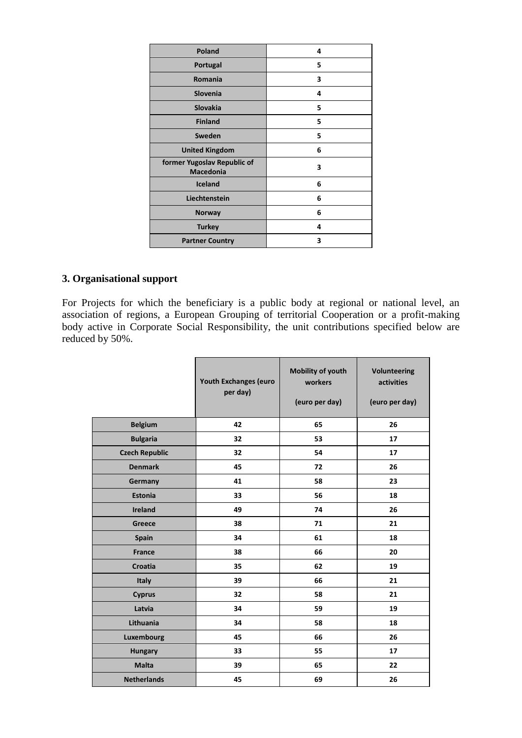| Poland | 4 |
| --- | --- |
| Portugal | 5 |
| Romania | 3 |
| Slovenia | 4 |
| Slovakia | 5 |
| Finland | 5 |
| Sweden | 5 |
| United Kingdom | 6 |
| former Yugoslav Republic of Macedonia | 3 |
| Iceland | 6 |
| Liechtenstein | 6 |
| Norway | 6 |
| Turkey | 4 |
| Partner Country | 3 |

### 3. Organisational support

For Projects for which the beneficiary is a public body at regional or national level, an association of regions, a European Grouping of territorial Cooperation or a profit-making body active in Corporate Social Responsibility, the unit contributions specified below are reduced by 50%.

| | Youth Exchanges (euro per day) | Mobility of youth workers (euro per day) | Volunteering activities (euro per day) |
| --- | --- | --- | --- |
| Belgium | 42 | 65 | 26 |
| Bulgaria | 32 | 53 | 17 |
| Czech Republic | 32 | 54 | 17 |
| Denmark | 45 | 72 | 26 |
| Germany | 41 | 58 | 23 |
| Estonia | 33 | 56 | 18 |
| Ireland | 49 | 74 | 26 |
| Greece | 38 | 71 | 21 |
| Spain | 34 | 61 | 18 |
| France | 38 | 66 | 20 |
| Croatia | 35 | 62 | 19 |
| Italy | 39 | 66 | 21 |
| Cyprus | 32 | 58 | 21 |
| Latvia | 34 | 59 | 19 |
| Lithuania | 34 | 58 | 18 |
| Luxembourg | 45 | 66 | 26 |
| Hungary | 33 | 55 | 17 |
| Malta | 39 | 65 | 22 |
| Netherlands | 45 | 69 | 26 |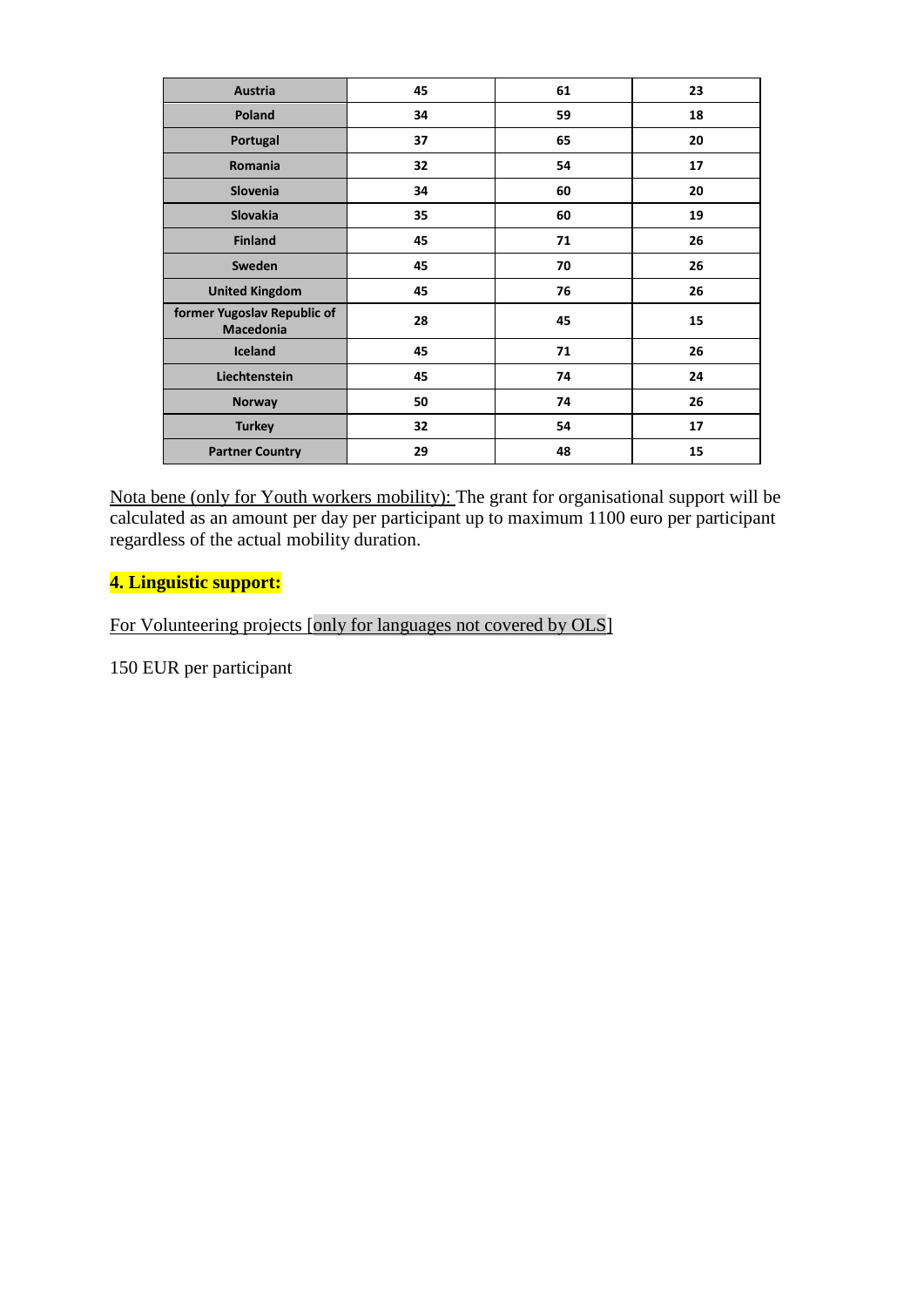| | | | |
|---|---|---|---|
| **Austria** | **45** | **61** | **23** |
| **Poland** | **34** | **59** | **18** |
| **Portugal** | **37** | **65** | **20** |
| **Romania** | **32** | **54** | **17** |
| **Slovenia** | **34** | **60** | **20** |
| **Slovakia** | **35** | **60** | **19** |
| **Finland** | **45** | **71** | **26** |
| **Sweden** | **45** | **70** | **26** |
| **United Kingdom** | **45** | **76** | **26** |
| **former Yugoslav Republic of Macedonia** | **28** | **45** | **15** |
| **Iceland** | **45** | **71** | **26** |
| **Liechtenstein** | **45** | **74** | **24** |
| **Norway** | **50** | **74** | **26** |
| **Turkey** | **32** | **54** | **17** |
| **Partner Country** | **29** | **48** | **15** |

Nota bene (only for Youth workers mobility): The grant for organisational support will be calculated as an amount per day per participant up to maximum 1100 euro per participant regardless of the actual mobility duration.

**4. Linguistic support:**

For Volunteering projects [only for languages not covered by OLS]

150 EUR per participant